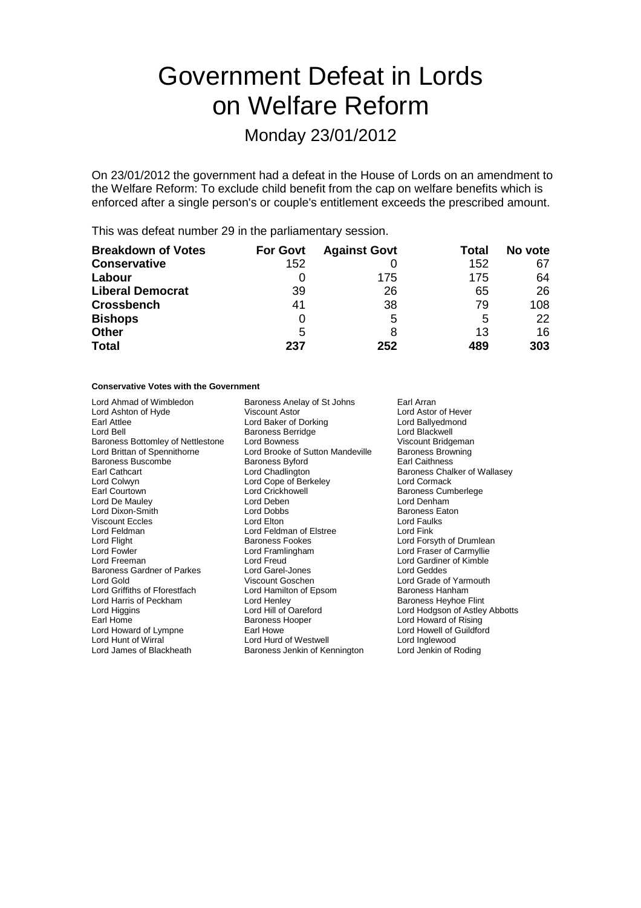# Government Defeat in Lords on Welfare Reform

## Monday 23/01/2012

On 23/01/2012 the government had a defeat in the House of Lords on an amendment to the Welfare Reform: To exclude child benefit from the cap on welfare benefits which is enforced after a single person's or couple's entitlement exceeds the prescribed amount.

This was defeat number 29 in the parliamentary session.

| Breakdown of Votes | For Govt | Against Govt | Total | No vote |
|---|---|---|---|---|
| **Conservative** | 152 | 0 | 152 | 67 |
| **Labour** | 0 | 175 | 175 | 64 |
| **Liberal Democrat** | 39 | 26 | 65 | 26 |
| **Crossbench** | 41 | 38 | 79 | 108 |
| **Bishops** | 0 | 5 | 5 | 22 |
| **Other** | 5 | 8 | 13 | 16 |
| **Total** | **237** | **252** | **489** | **303** |

#### Conservative Votes with the Government

Lord Ahmad of Wimbledon
Baroness Anelay of St Johns
Earl Arran
Lord Ashton of Hyde
Viscount Astor
Lord Astor of Hever
Earl Attlee
Lord Baker of Dorking
Lord Ballyedmond
Lord Bell
Baroness Berridge
Lord Blackwell
Baroness Bottomley of Nettlestone
Lord Bowness
Viscount Bridgeman
Lord Brittan of Spennithorne
Lord Brooke of Sutton Mandeville
Baroness Browning
Baroness Buscombe
Baroness Byford
Earl Caithness
Earl Cathcart
Lord Chadlington
Baroness Chalker of Wallasey
Lord Colwyn
Lord Cope of Berkeley
Lord Cormack
Earl Courtown
Lord Crickhowell
Baroness Cumberlege
Lord De Mauley
Lord Deben
Lord Denham
Lord Dixon-Smith
Lord Dobbs
Baroness Eaton
Viscount Eccles
Lord Elton
Lord Faulks
Lord Feldman
Lord Feldman of Elstree
Lord Fink
Lord Flight
Baroness Fookes
Lord Forsyth of Drumlean
Lord Fowler
Lord Framlingham
Lord Fraser of Carmyllie
Lord Freeman
Lord Freud
Lord Gardiner of Kimble
Baroness Gardner of Parkes
Lord Garel-Jones
Lord Geddes
Lord Gold
Viscount Goschen
Lord Grade of Yarmouth
Lord Griffiths of Fforestfach
Lord Hamilton of Epsom
Baroness Hanham
Lord Harris of Peckham
Lord Henley
Baroness Heyhoe Flint
Lord Higgins
Lord Hill of Oareford
Lord Hodgson of Astley Abbotts
Earl Home
Baroness Hooper
Lord Howard of Rising
Lord Howard of Lympne
Earl Howe
Lord Howell of Guildford
Lord Hunt of Wirral
Lord Hurd of Westwell
Lord Inglewood
Lord James of Blackheath
Baroness Jenkin of Kennington
Lord Jenkin of Roding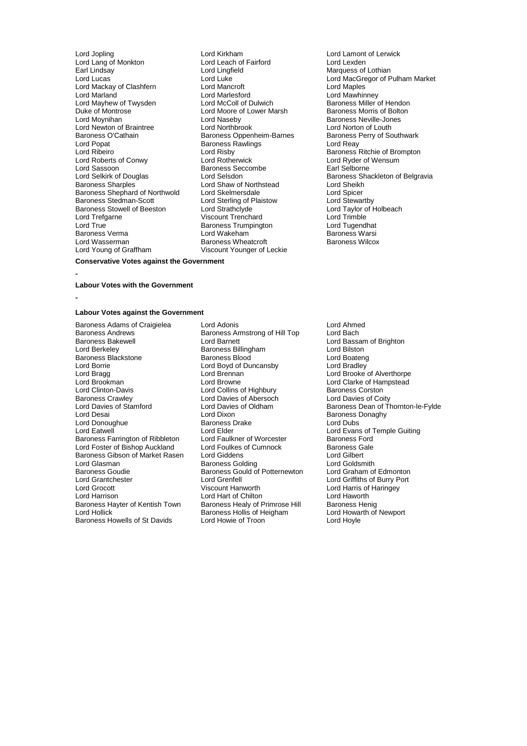Lord Jopling
Lord Kirkham
Lord Lamont of Lerwick
Lord Lang of Monkton
Lord Leach of Fairford
Lord Lexden
Earl Lindsay
Lord Lingfield
Marquess of Lothian
Lord Lucas
Lord Luke
Lord MacGregor of Pulham Market
Lord Mackay of Clashfern
Lord Mancroft
Lord Maples
Lord Marland
Lord Marlesford
Lord Mawhinney
Lord Mayhew of Twysden
Lord McColl of Dulwich
Baroness Miller of Hendon
Duke of Montrose
Lord Moore of Lower Marsh
Baroness Morris of Bolton
Lord Moynihan
Lord Naseby
Baroness Neville-Jones
Lord Newton of Braintree
Lord Northbrook
Lord Norton of Louth
Baroness O'Cathain
Baroness Oppenheim-Barnes
Baroness Perry of Southwark
Lord Popat
Baroness Rawlings
Lord Reay
Lord Ribeiro
Lord Risby
Baroness Ritchie of Brompton
Lord Roberts of Conwy
Lord Rotherwick
Lord Ryder of Wensum
Lord Sassoon
Baroness Seccombe
Earl Selborne
Lord Selkirk of Douglas
Lord Selsdon
Baroness Shackleton of Belgravia
Baroness Sharples
Lord Shaw of Northstead
Lord Sheikh
Baroness Shephard of Northwold
Lord Skelmersdale
Lord Spicer
Baroness Stedman-Scott
Lord Sterling of Plaistow
Lord Stewartby
Baroness Stowell of Beeston
Lord Strathclyde
Lord Taylor of Holbeach
Lord Trefgarne
Viscount Trenchard
Lord Trimble
Lord True
Baroness Trumpington
Lord Tugendhat
Baroness Verma
Lord Wakeham
Baroness Warsi
Lord Wasserman
Baroness Wheatcroft
Baroness Wilcox
Lord Young of Graffham
Viscount Younger of Leckie

**Conservative Votes against the Government**

-

**Labour Votes with the Government**

-

**Labour Votes against the Government**

Baroness Adams of Craigielea
Lord Adonis
Lord Ahmed
Baroness Andrews
Baroness Armstrong of Hill Top
Lord Bach
Baroness Bakewell
Lord Barnett
Lord Bassam of Brighton
Lord Berkeley
Baroness Billingham
Lord Bilston
Baroness Blackstone
Baroness Blood
Lord Boateng
Lord Borrie
Lord Boyd of Duncansby
Lord Bradley
Lord Bragg
Lord Brennan
Lord Brooke of Alverthorpe
Lord Brookman
Lord Browne
Lord Clarke of Hampstead
Lord Clinton-Davis
Lord Collins of Highbury
Baroness Corston
Baroness Crawley
Lord Davies of Abersoch
Lord Davies of Coity
Lord Davies of Stamford
Lord Davies of Oldham
Baroness Dean of Thornton-le-Fylde
Lord Desai
Lord Dixon
Baroness Donaghy
Lord Donoughue
Baroness Drake
Lord Dubs
Lord Eatwell
Lord Elder
Lord Evans of Temple Guiting
Baroness Farrington of Ribbleton
Lord Faulkner of Worcester
Baroness Ford
Lord Foster of Bishop Auckland
Lord Foulkes of Cumnock
Baroness Gale
Baroness Gibson of Market Rasen
Lord Giddens
Lord Gilbert
Lord Glasman
Baroness Golding
Lord Goldsmith
Baroness Goudie
Baroness Gould of Potternewton
Lord Graham of Edmonton
Lord Grantchester
Lord Grenfell
Lord Griffiths of Burry Port
Lord Grocott
Viscount Hanworth
Lord Harris of Haringey
Lord Harrison
Lord Hart of Chilton
Lord Haworth
Baroness Hayter of Kentish Town
Baroness Healy of Primrose Hill
Baroness Henig
Lord Hollick
Baroness Hollis of Heigham
Lord Howarth of Newport
Baroness Howells of St Davids
Lord Howie of Troon
Lord Hoyle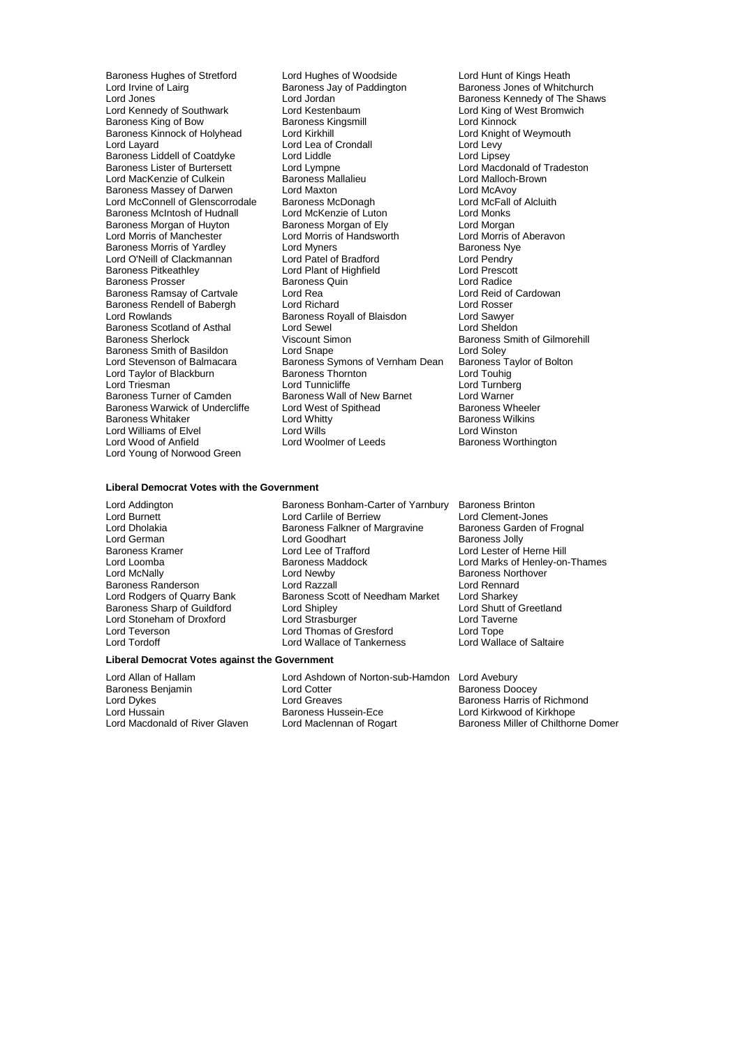Baroness Hughes of Stretford
Lord Hughes of Woodside
Lord Hunt of Kings Heath
Lord Irvine of Lairg
Baroness Jay of Paddington
Baroness Jones of Whitchurch
Lord Jones
Lord Jordan
Baroness Kennedy of The Shaws
Lord Kennedy of Southwark
Lord Kestenbaum
Lord King of West Bromwich
Baroness King of Bow
Baroness Kingsmill
Lord Kinnock
Baroness Kinnock of Holyhead
Lord Kirkhill
Lord Knight of Weymouth
Lord Layard
Lord Lea of Crondall
Lord Levy
Baroness Liddell of Coatdyke
Lord Liddle
Lord Lipsey
Baroness Lister of Burtersett
Lord Lympne
Lord Macdonald of Tradeston
Lord MacKenzie of Culkein
Baroness Mallalieu
Lord Malloch-Brown
Baroness Massey of Darwen
Lord Maxton
Lord McAvoy
Lord McConnell of Glenscorrodale
Baroness McDonagh
Lord McFall of Alcluith
Baroness McIntosh of Hudnall
Lord McKenzie of Luton
Lord Monks
Baroness Morgan of Huyton
Baroness Morgan of Ely
Lord Morgan
Lord Morris of Manchester
Lord Morris of Handsworth
Lord Morris of Aberavon
Baroness Morris of Yardley
Lord Myners
Baroness Nye
Lord O'Neill of Clackmannan
Lord Patel of Bradford
Lord Pendry
Baroness Pitkeathley
Lord Plant of Highfield
Lord Prescott
Baroness Prosser
Baroness Quin
Lord Radice
Baroness Ramsay of Cartvale
Lord Rea
Lord Reid of Cardowan
Baroness Rendell of Babergh
Lord Richard
Lord Rosser
Lord Rowlands
Baroness Royall of Blaisdon
Lord Sawyer
Baroness Scotland of Asthal
Lord Sewel
Lord Sheldon
Baroness Sherlock
Viscount Simon
Baroness Smith of Gilmorehill
Baroness Smith of Basildon
Lord Snape
Lord Soley
Lord Stevenson of Balmacara
Baroness Symons of Vernham Dean
Baroness Taylor of Bolton
Lord Taylor of Blackburn
Baroness Thornton
Lord Touhig
Lord Triesman
Lord Tunnicliffe
Lord Turnberg
Baroness Turner of Camden
Baroness Wall of New Barnet
Lord Warner
Baroness Warwick of Undercliffe
Lord West of Spithead
Baroness Wheeler
Baroness Whitaker
Lord Whitty
Baroness Wilkins
Lord Williams of Elvel
Lord Wills
Lord Winston
Lord Wood of Anfield
Lord Woolmer of Leeds
Baroness Worthington
Lord Young of Norwood Green

### Liberal Democrat Votes with the Government

Lord Addington
Baroness Bonham-Carter of Yarnbury
Baroness Brinton
Lord Burnett
Lord Carlile of Berriew
Lord Clement-Jones
Lord Dholakia
Baroness Falkner of Margravine
Baroness Garden of Frognal
Lord German
Lord Goodhart
Baroness Jolly
Baroness Kramer
Lord Lee of Trafford
Lord Lester of Herne Hill
Lord Loomba
Baroness Maddock
Lord Marks of Henley-on-Thames
Lord McNally
Lord Newby
Baroness Northover
Baroness Randerson
Lord Razzall
Lord Rennard
Lord Rodgers of Quarry Bank
Baroness Scott of Needham Market
Lord Sharkey
Baroness Sharp of Guildford
Lord Shipley
Lord Shutt of Greetland
Lord Stoneham of Droxford
Lord Strasburger
Lord Taverne
Lord Teverson
Lord Thomas of Gresford
Lord Tope
Lord Tordoff
Lord Wallace of Tankerness
Lord Wallace of Saltaire

### Liberal Democrat Votes against the Government

Lord Allan of Hallam
Lord Ashdown of Norton-sub-Hamdon
Lord Avebury
Baroness Benjamin
Lord Cotter
Baroness Doocey
Lord Dykes
Lord Greaves
Baroness Harris of Richmond
Lord Hussain
Baroness Hussein-Ece
Lord Kirkwood of Kirkhope
Lord Macdonald of River Glaven
Lord Maclennan of Rogart
Baroness Miller of Chilthorne Domer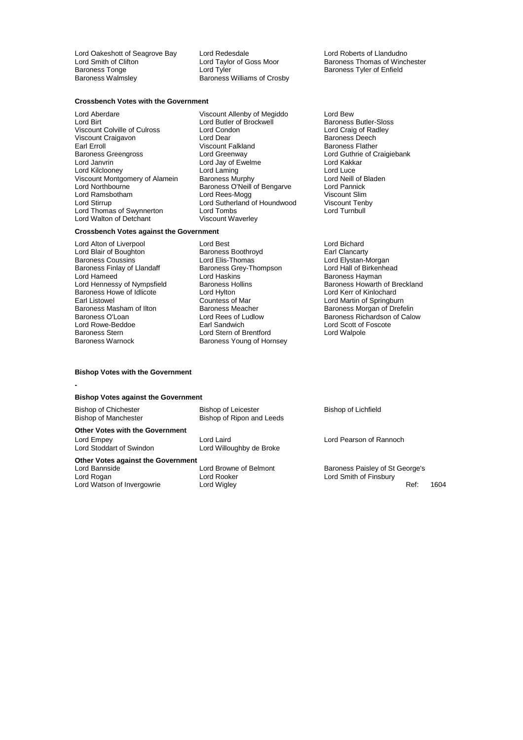Lord Oakeshott of Seagrove Bay
Lord Redesdale
Lord Roberts of Llandudno
Lord Smith of Clifton
Lord Taylor of Goss Moor
Baroness Thomas of Winchester
Baroness Tonge
Lord Tyler
Baroness Tyler of Enfield
Baroness Walmsley
Baroness Williams of Crosby

**Crossbench Votes with the Government**

Lord Aberdare
Viscount Allenby of Megiddo
Lord Bew
Lord Birt
Lord Butler of Brockwell
Baroness Butler-Sloss
Viscount Colville of Culross
Lord Condon
Lord Craig of Radley
Viscount Craigavon
Lord Dear
Baroness Deech
Earl Erroll
Viscount Falkland
Baroness Flather
Baroness Greengross
Lord Greenway
Lord Guthrie of Craigiebank
Lord Janvrin
Lord Jay of Ewelme
Lord Kakkar
Lord Kilclooney
Lord Laming
Lord Luce
Viscount Montgomery of Alamein
Baroness Murphy
Lord Neill of Bladen
Lord Northbourne
Baroness O'Neill of Bengarve
Lord Pannick
Lord Ramsbotham
Lord Rees-Mogg
Viscount Slim
Lord Stirrup
Lord Sutherland of Houndwood
Viscount Tenby
Lord Thomas of Swynnerton
Lord Tombs
Lord Turnbull
Lord Walton of Detchant
Viscount Waverley

**Crossbench Votes against the Government**

Lord Alton of Liverpool
Lord Best
Lord Bichard
Lord Blair of Boughton
Baroness Boothroyd
Earl Clancarty
Baroness Coussins
Lord Elis-Thomas
Lord Elystan-Morgan
Baroness Finlay of Llandaff
Baroness Grey-Thompson
Lord Hall of Birkenhead
Lord Hameed
Lord Haskins
Baroness Hayman
Lord Hennessy of Nympsfield
Baroness Hollins
Baroness Howarth of Breckland
Baroness Howe of Idlicote
Lord Hylton
Lord Kerr of Kinlochard
Earl Listowel
Countess of Mar
Lord Martin of Springburn
Baroness Masham of Ilton
Baroness Meacher
Baroness Morgan of Drefelin
Baroness O'Loan
Lord Rees of Ludlow
Baroness Richardson of Calow
Lord Rowe-Beddoe
Earl Sandwich
Lord Scott of Foscote
Baroness Stern
Lord Stern of Brentford
Lord Walpole
Baroness Warnock
Baroness Young of Hornsey

**Bishop Votes with the Government**

-

**Bishop Votes against the Government**

Bishop of Chichester
Bishop of Leicester
Bishop of Lichfield
Bishop of Manchester
Bishop of Ripon and Leeds

**Other Votes with the Government**

Lord Empey
Lord Laird
Lord Pearson of Rannoch
Lord Stoddart of Swindon
Lord Willoughby de Broke

**Other Votes against the Government**

Lord Bannside
Lord Browne of Belmont
Baroness Paisley of St George's
Lord Rogan
Lord Rooker
Lord Smith of Finsbury
Lord Watson of Invergowrie
Lord Wigley

Ref: 1604